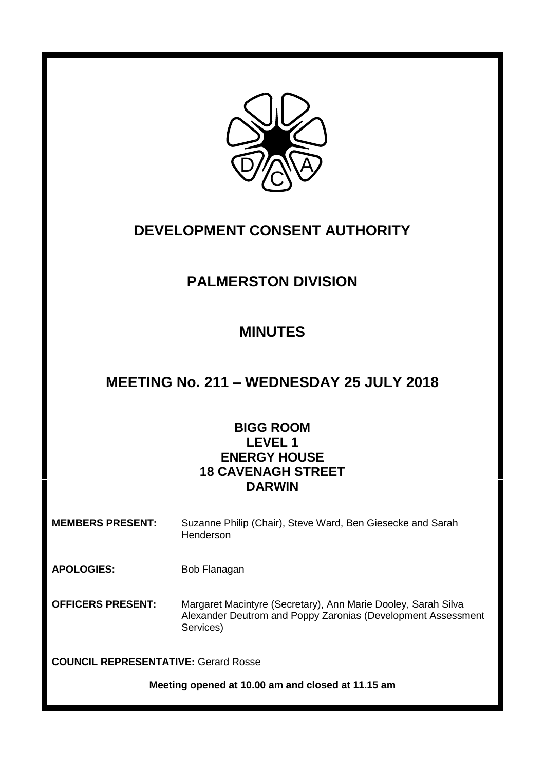# DEVELOPMENT CONSENT AUTHORITY

## PALMERSTON DIVISION

## MINUTES

## MEETING No. 211 – WEDNESDAY 25 JULY 2018

**BIGG ROOM**
**LEVEL 1**
**ENERGY HOUSE**
**18 CAVENAGH STREET**
**DARWIN**

**MEMBERS PRESENT:** Suzanne Philip (Chair), Steve Ward, Ben Giesecke and Sarah Henderson

**APOLOGIES:** Bob Flanagan

**OFFICERS PRESENT:** Margaret Macintyre (Secretary), Ann Marie Dooley, Sarah Silva Alexander Deutrom and Poppy Zaronias (Development Assessment Services)

**COUNCIL REPRESENTATIVE:** Gerard Rosse

**Meeting opened at 10.00 am and closed at 11.15 am**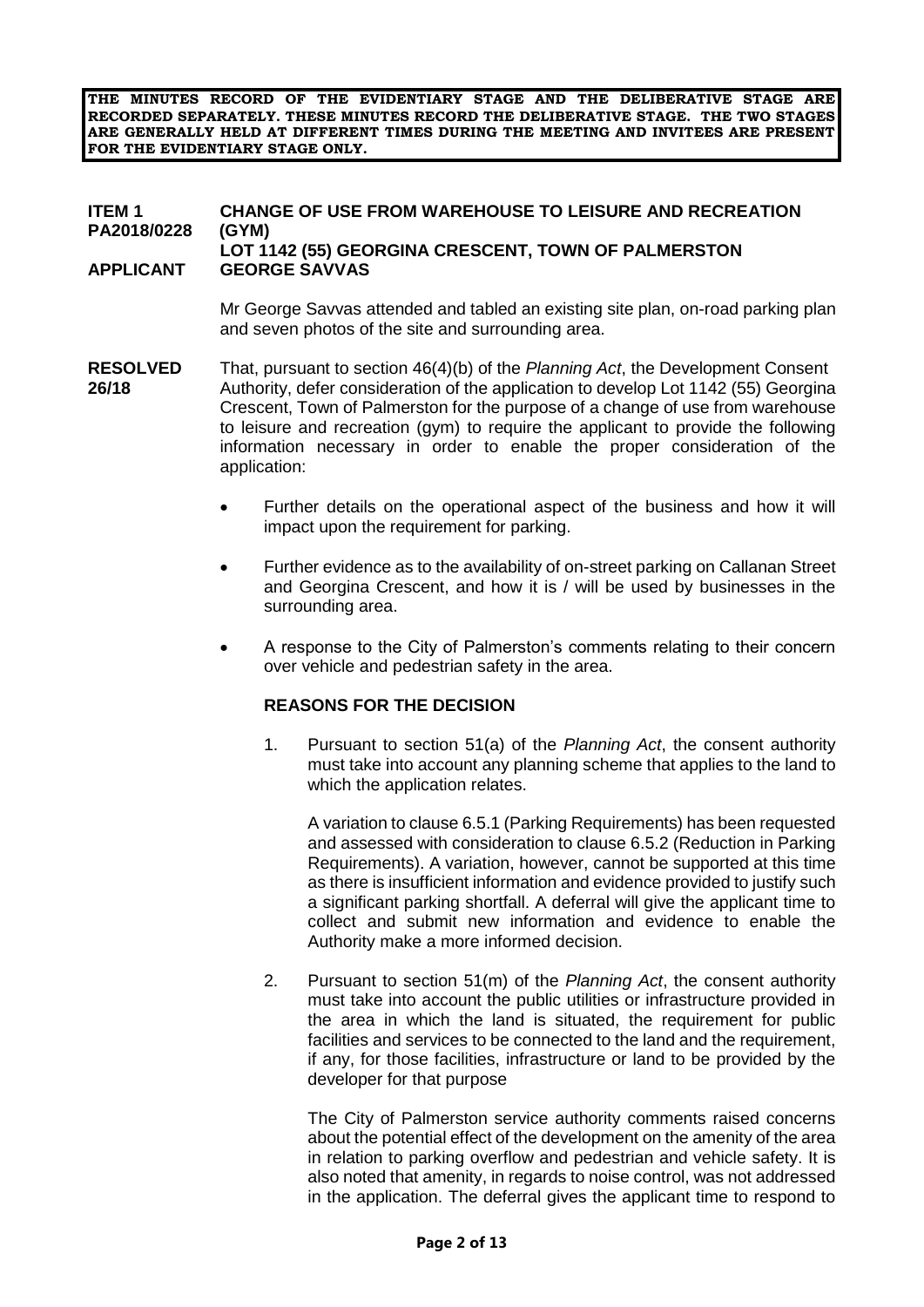**THE MINUTES RECORD OF THE EVIDENTIARY STAGE AND THE DELIBERATIVE STAGE ARE RECORDED SEPARATELY. THESE MINUTES RECORD THE DELIBERATIVE STAGE. THE TWO STAGES ARE GENERALLY HELD AT DIFFERENT TIMES DURING THE MEETING AND INVITEES ARE PRESENT FOR THE EVIDENTIARY STAGE ONLY.**

**ITEM 1 PA2018/0228** **CHANGE OF USE FROM WAREHOUSE TO LEISURE AND RECREATION (GYM) LOT 1142 (55) GEORGINA CRESCENT, TOWN OF PALMERSTON**

**APPLICANT** **GEORGE SAVVAS**

Mr George Savvas attended and tabled an existing site plan, on-road parking plan and seven photos of the site and surrounding area.

**RESOLVED 26/18**

That, pursuant to section 46(4)(b) of the *Planning Act*, the Development Consent Authority, defer consideration of the application to develop Lot 1142 (55) Georgina Crescent, Town of Palmerston for the purpose of a change of use from warehouse to leisure and recreation (gym) to require the applicant to provide the following information necessary in order to enable the proper consideration of the application:

- Further details on the operational aspect of the business and how it will impact upon the requirement for parking.
- Further evidence as to the availability of on-street parking on Callanan Street and Georgina Crescent, and how it is / will be used by businesses in the surrounding area.
- A response to the City of Palmerston's comments relating to their concern over vehicle and pedestrian safety in the area.

**REASONS FOR THE DECISION**

1. Pursuant to section 51(a) of the *Planning Act*, the consent authority must take into account any planning scheme that applies to the land to which the application relates.

   A variation to clause 6.5.1 (Parking Requirements) has been requested and assessed with consideration to clause 6.5.2 (Reduction in Parking Requirements). A variation, however, cannot be supported at this time as there is insufficient information and evidence provided to justify such a significant parking shortfall. A deferral will give the applicant time to collect and submit new information and evidence to enable the Authority make a more informed decision.

2. Pursuant to section 51(m) of the *Planning Act*, the consent authority must take into account the public utilities or infrastructure provided in the area in which the land is situated, the requirement for public facilities and services to be connected to the land and the requirement, if any, for those facilities, infrastructure or land to be provided by the developer for that purpose

   The City of Palmerston service authority comments raised concerns about the potential effect of the development on the amenity of the area in relation to parking overflow and pedestrian and vehicle safety. It is also noted that amenity, in regards to noise control, was not addressed in the application. The deferral gives the applicant time to respond to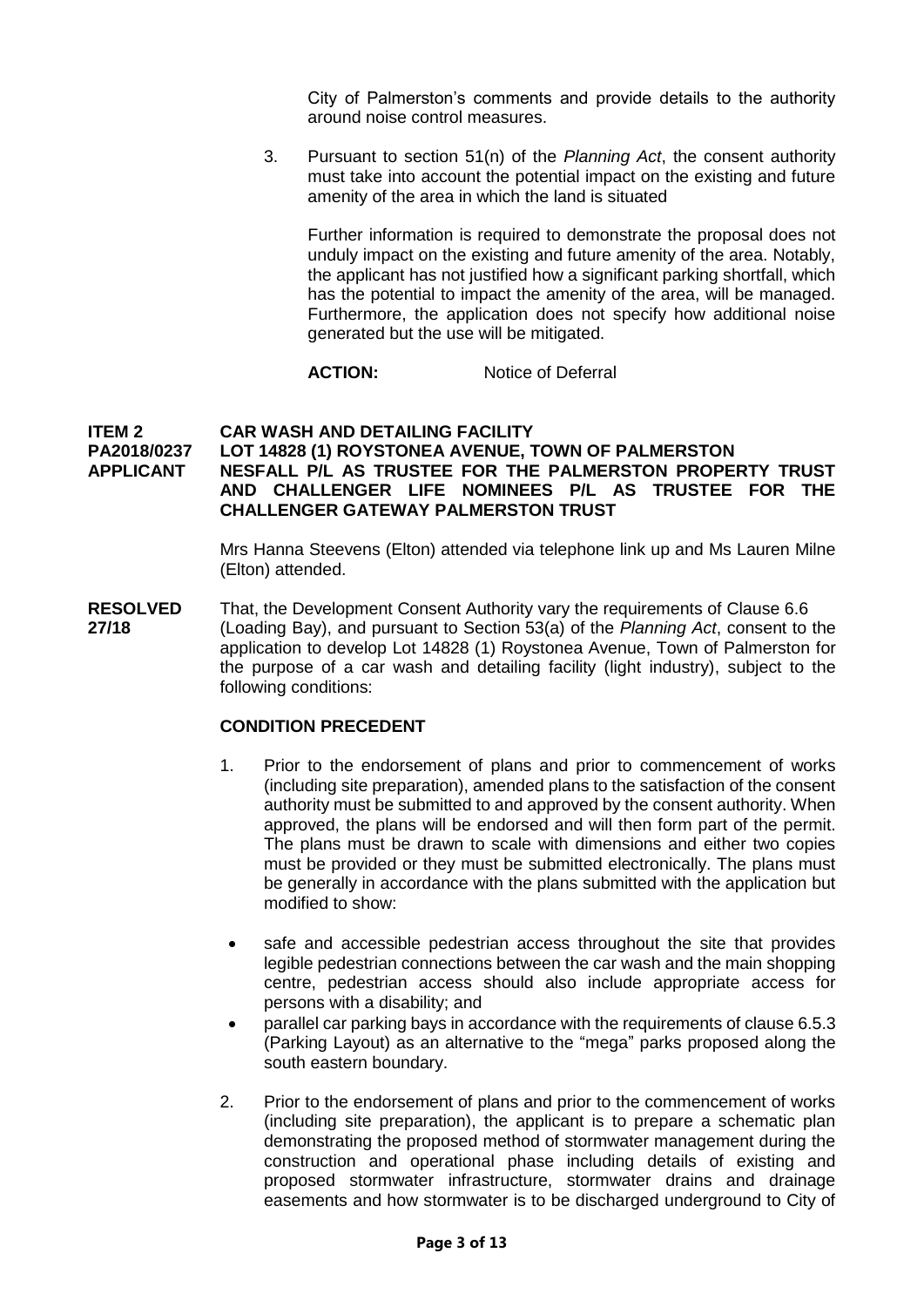City of Palmerston's comments and provide details to the authority around noise control measures.

3. Pursuant to section 51(n) of the *Planning Act*, the consent authority must take into account the potential impact on the existing and future amenity of the area in which the land is situated

   Further information is required to demonstrate the proposal does not unduly impact on the existing and future amenity of the area. Notably, the applicant has not justified how a significant parking shortfall, which has the potential to impact the amenity of the area, will be managed. Furthermore, the application does not specify how additional noise generated but the use will be mitigated.

**ACTION:** Notice of Deferral

**ITEM 2 CAR WASH AND DETAILING FACILITY**
**PA2018/0237 LOT 14828 (1) ROYSTONEA AVENUE, TOWN OF PALMERSTON**
**APPLICANT NESFALL P/L AS TRUSTEE FOR THE PALMERSTON PROPERTY TRUST AND CHALLENGER LIFE NOMINEES P/L AS TRUSTEE FOR THE CHALLENGER GATEWAY PALMERSTON TRUST**

Mrs Hanna Steevens (Elton) attended via telephone link up and Ms Lauren Milne (Elton) attended.

**RESOLVED 27/18** That, the Development Consent Authority vary the requirements of Clause 6.6 (Loading Bay), and pursuant to Section 53(a) of the *Planning Act*, consent to the application to develop Lot 14828 (1) Roystonea Avenue, Town of Palmerston for the purpose of a car wash and detailing facility (light industry), subject to the following conditions:

**CONDITION PRECEDENT**

1. Prior to the endorsement of plans and prior to commencement of works (including site preparation), amended plans to the satisfaction of the consent authority must be submitted to and approved by the consent authority. When approved, the plans will be endorsed and will then form part of the permit. The plans must be drawn to scale with dimensions and either two copies must be provided or they must be submitted electronically. The plans must be generally in accordance with the plans submitted with the application but modified to show:

   - safe and accessible pedestrian access throughout the site that provides legible pedestrian connections between the car wash and the main shopping centre, pedestrian access should also include appropriate access for persons with a disability; and
   - parallel car parking bays in accordance with the requirements of clause 6.5.3 (Parking Layout) as an alternative to the "mega" parks proposed along the south eastern boundary.

2. Prior to the endorsement of plans and prior to the commencement of works (including site preparation), the applicant is to prepare a schematic plan demonstrating the proposed method of stormwater management during the construction and operational phase including details of existing and proposed stormwater infrastructure, stormwater drains and drainage easements and how stormwater is to be discharged underground to City of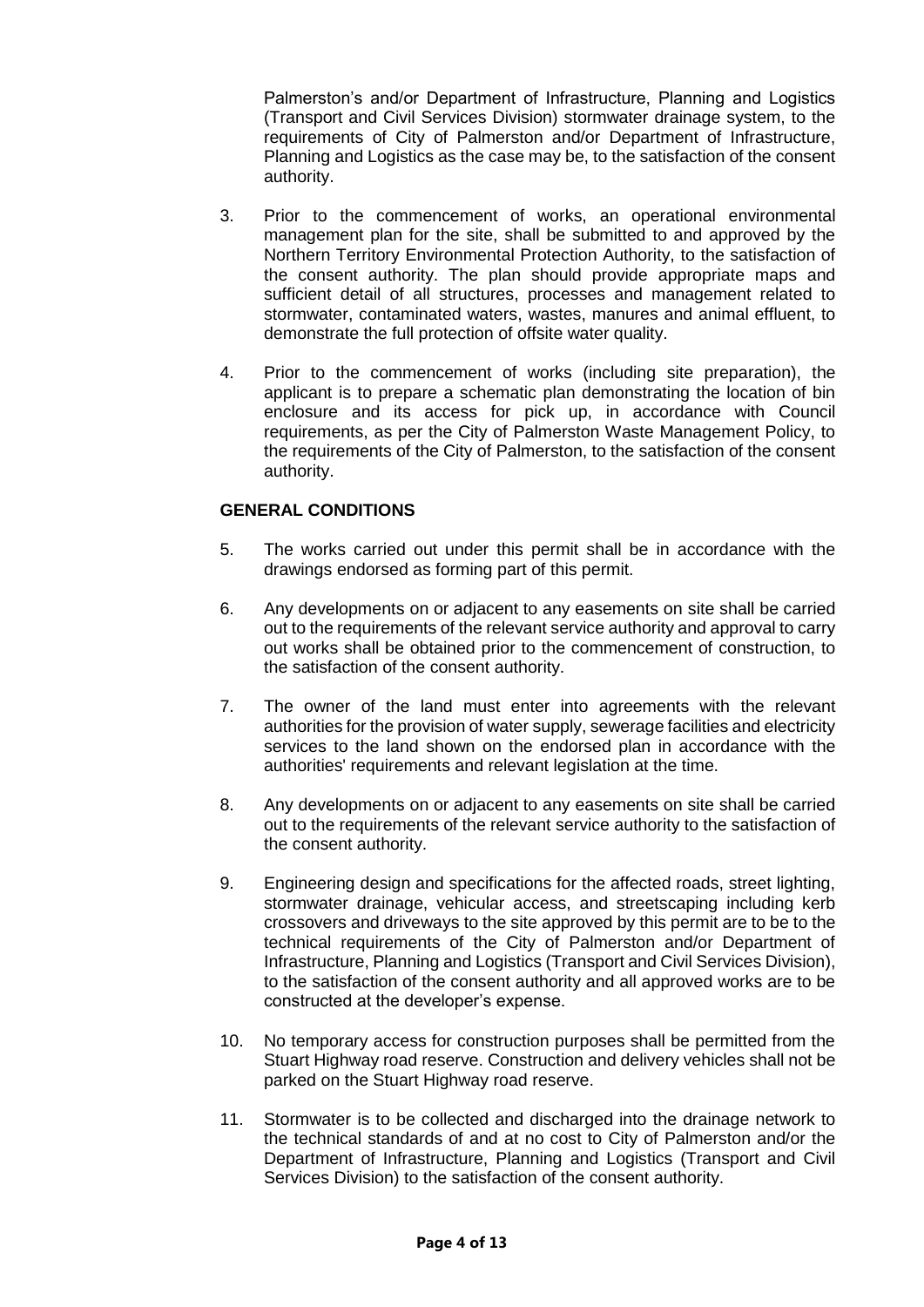Palmerston's and/or Department of Infrastructure, Planning and Logistics (Transport and Civil Services Division) stormwater drainage system, to the requirements of City of Palmerston and/or Department of Infrastructure, Planning and Logistics as the case may be, to the satisfaction of the consent authority.

3. Prior to the commencement of works, an operational environmental management plan for the site, shall be submitted to and approved by the Northern Territory Environmental Protection Authority, to the satisfaction of the consent authority. The plan should provide appropriate maps and sufficient detail of all structures, processes and management related to stormwater, contaminated waters, wastes, manures and animal effluent, to demonstrate the full protection of offsite water quality.

4. Prior to the commencement of works (including site preparation), the applicant is to prepare a schematic plan demonstrating the location of bin enclosure and its access for pick up, in accordance with Council requirements, as per the City of Palmerston Waste Management Policy, to the requirements of the City of Palmerston, to the satisfaction of the consent authority.

**GENERAL CONDITIONS**

5. The works carried out under this permit shall be in accordance with the drawings endorsed as forming part of this permit.

6. Any developments on or adjacent to any easements on site shall be carried out to the requirements of the relevant service authority and approval to carry out works shall be obtained prior to the commencement of construction, to the satisfaction of the consent authority.

7. The owner of the land must enter into agreements with the relevant authorities for the provision of water supply, sewerage facilities and electricity services to the land shown on the endorsed plan in accordance with the authorities' requirements and relevant legislation at the time.

8. Any developments on or adjacent to any easements on site shall be carried out to the requirements of the relevant service authority to the satisfaction of the consent authority.

9. Engineering design and specifications for the affected roads, street lighting, stormwater drainage, vehicular access, and streetscaping including kerb crossovers and driveways to the site approved by this permit are to be to the technical requirements of the City of Palmerston and/or Department of Infrastructure, Planning and Logistics (Transport and Civil Services Division), to the satisfaction of the consent authority and all approved works are to be constructed at the developer's expense.

10. No temporary access for construction purposes shall be permitted from the Stuart Highway road reserve. Construction and delivery vehicles shall not be parked on the Stuart Highway road reserve.

11. Stormwater is to be collected and discharged into the drainage network to the technical standards of and at no cost to City of Palmerston and/or the Department of Infrastructure, Planning and Logistics (Transport and Civil Services Division) to the satisfaction of the consent authority.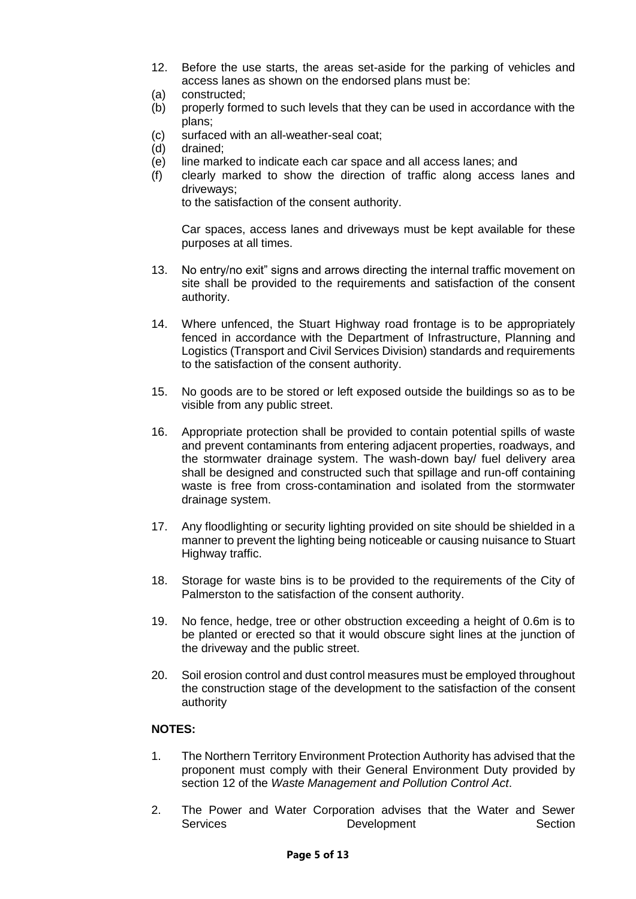12. Before the use starts, the areas set-aside for the parking of vehicles and access lanes as shown on the endorsed plans must be:

(a) constructed;
(b) properly formed to such levels that they can be used in accordance with the plans;
(c) surfaced with an all-weather-seal coat;
(d) drained;
(e) line marked to indicate each car space and all access lanes; and
(f) clearly marked to show the direction of traffic along access lanes and driveways;

to the satisfaction of the consent authority.

Car spaces, access lanes and driveways must be kept available for these purposes at all times.

13. No entry/no exit" signs and arrows directing the internal traffic movement on site shall be provided to the requirements and satisfaction of the consent authority.

14. Where unfenced, the Stuart Highway road frontage is to be appropriately fenced in accordance with the Department of Infrastructure, Planning and Logistics (Transport and Civil Services Division) standards and requirements to the satisfaction of the consent authority.

15. No goods are to be stored or left exposed outside the buildings so as to be visible from any public street.

16. Appropriate protection shall be provided to contain potential spills of waste and prevent contaminants from entering adjacent properties, roadways, and the stormwater drainage system. The wash-down bay/ fuel delivery area shall be designed and constructed such that spillage and run-off containing waste is free from cross-contamination and isolated from the stormwater drainage system.

17. Any floodlighting or security lighting provided on site should be shielded in a manner to prevent the lighting being noticeable or causing nuisance to Stuart Highway traffic.

18. Storage for waste bins is to be provided to the requirements of the City of Palmerston to the satisfaction of the consent authority.

19. No fence, hedge, tree or other obstruction exceeding a height of 0.6m is to be planted or erected so that it would obscure sight lines at the junction of the driveway and the public street.

20. Soil erosion control and dust control measures must be employed throughout the construction stage of the development to the satisfaction of the consent authority

**NOTES:**

1. The Northern Territory Environment Protection Authority has advised that the proponent must comply with their General Environment Duty provided by section 12 of the *Waste Management and Pollution Control Act*.

2. The Power and Water Corporation advises that the Water and Sewer Services Development Section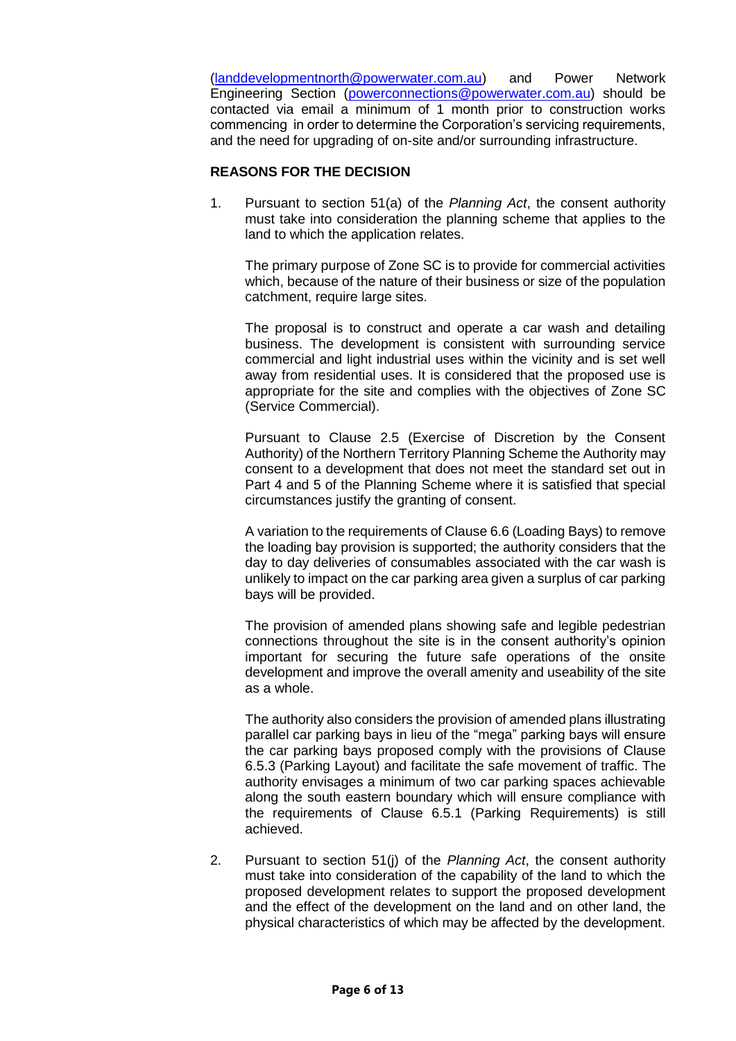(landdevelopmentnorth@powerwater.com.au) and Power Network Engineering Section (powerconnections@powerwater.com.au) should be contacted via email a minimum of 1 month prior to construction works commencing in order to determine the Corporation's servicing requirements, and the need for upgrading of on-site and/or surrounding infrastructure.

**REASONS FOR THE DECISION**

1. Pursuant to section 51(a) of the *Planning Act*, the consent authority must take into consideration the planning scheme that applies to the land to which the application relates.

   The primary purpose of Zone SC is to provide for commercial activities which, because of the nature of their business or size of the population catchment, require large sites.

   The proposal is to construct and operate a car wash and detailing business. The development is consistent with surrounding service commercial and light industrial uses within the vicinity and is set well away from residential uses. It is considered that the proposed use is appropriate for the site and complies with the objectives of Zone SC (Service Commercial).

   Pursuant to Clause 2.5 (Exercise of Discretion by the Consent Authority) of the Northern Territory Planning Scheme the Authority may consent to a development that does not meet the standard set out in Part 4 and 5 of the Planning Scheme where it is satisfied that special circumstances justify the granting of consent.

   A variation to the requirements of Clause 6.6 (Loading Bays) to remove the loading bay provision is supported; the authority considers that the day to day deliveries of consumables associated with the car wash is unlikely to impact on the car parking area given a surplus of car parking bays will be provided.

   The provision of amended plans showing safe and legible pedestrian connections throughout the site is in the consent authority's opinion important for securing the future safe operations of the onsite development and improve the overall amenity and useability of the site as a whole.

   The authority also considers the provision of amended plans illustrating parallel car parking bays in lieu of the "mega" parking bays will ensure the car parking bays proposed comply with the provisions of Clause 6.5.3 (Parking Layout) and facilitate the safe movement of traffic. The authority envisages a minimum of two car parking spaces achievable along the south eastern boundary which will ensure compliance with the requirements of Clause 6.5.1 (Parking Requirements) is still achieved.

2. Pursuant to section 51(j) of the *Planning Act*, the consent authority must take into consideration of the capability of the land to which the proposed development relates to support the proposed development and the effect of the development on the land and on other land, the physical characteristics of which may be affected by the development.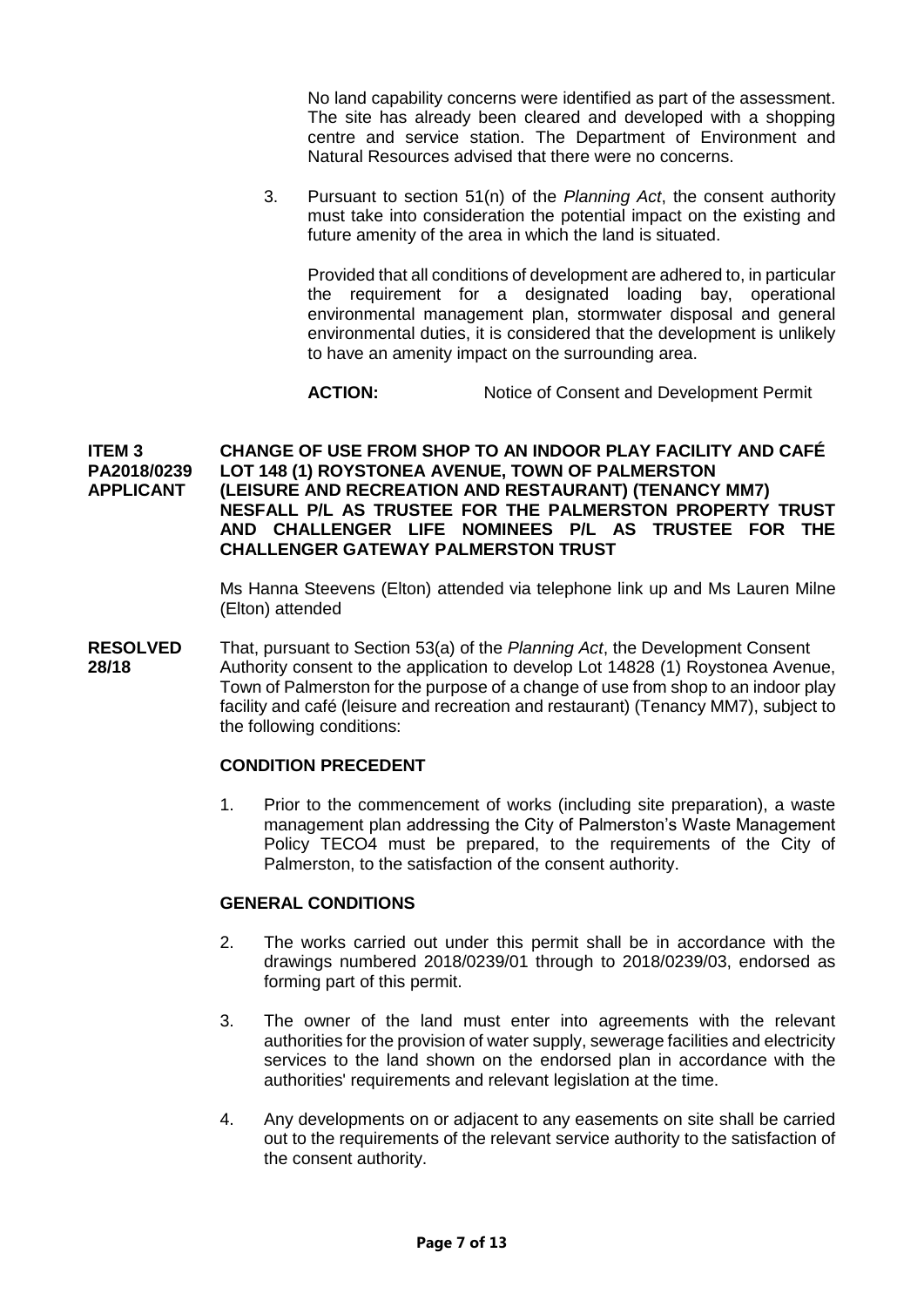No land capability concerns were identified as part of the assessment. The site has already been cleared and developed with a shopping centre and service station. The Department of Environment and Natural Resources advised that there were no concerns.

3. Pursuant to section 51(n) of the *Planning Act*, the consent authority must take into consideration the potential impact on the existing and future amenity of the area in which the land is situated.

   Provided that all conditions of development are adhered to, in particular the requirement for a designated loading bay, operational environmental management plan, stormwater disposal and general environmental duties, it is considered that the development is unlikely to have an amenity impact on the surrounding area.

**ACTION:** Notice of Consent and Development Permit

**ITEM 3 PA2018/0239 APPLICANT** **CHANGE OF USE FROM SHOP TO AN INDOOR PLAY FACILITY AND CAFÉ LOT 148 (1) ROYSTONEA AVENUE, TOWN OF PALMERSTON (LEISURE AND RECREATION AND RESTAURANT) (TENANCY MM7) NESFALL P/L AS TRUSTEE FOR THE PALMERSTON PROPERTY TRUST AND CHALLENGER LIFE NOMINEES P/L AS TRUSTEE FOR THE CHALLENGER GATEWAY PALMERSTON TRUST**

Ms Hanna Steevens (Elton) attended via telephone link up and Ms Lauren Milne (Elton) attended

**RESOLVED 28/18** That, pursuant to Section 53(a) of the *Planning Act*, the Development Consent Authority consent to the application to develop Lot 14828 (1) Roystonea Avenue, Town of Palmerston for the purpose of a change of use from shop to an indoor play facility and café (leisure and recreation and restaurant) (Tenancy MM7), subject to the following conditions:

**CONDITION PRECEDENT**

1. Prior to the commencement of works (including site preparation), a waste management plan addressing the City of Palmerston's Waste Management Policy TECO4 must be prepared, to the requirements of the City of Palmerston, to the satisfaction of the consent authority.

**GENERAL CONDITIONS**

2. The works carried out under this permit shall be in accordance with the drawings numbered 2018/0239/01 through to 2018/0239/03, endorsed as forming part of this permit.

3. The owner of the land must enter into agreements with the relevant authorities for the provision of water supply, sewerage facilities and electricity services to the land shown on the endorsed plan in accordance with the authorities' requirements and relevant legislation at the time.

4. Any developments on or adjacent to any easements on site shall be carried out to the requirements of the relevant service authority to the satisfaction of the consent authority.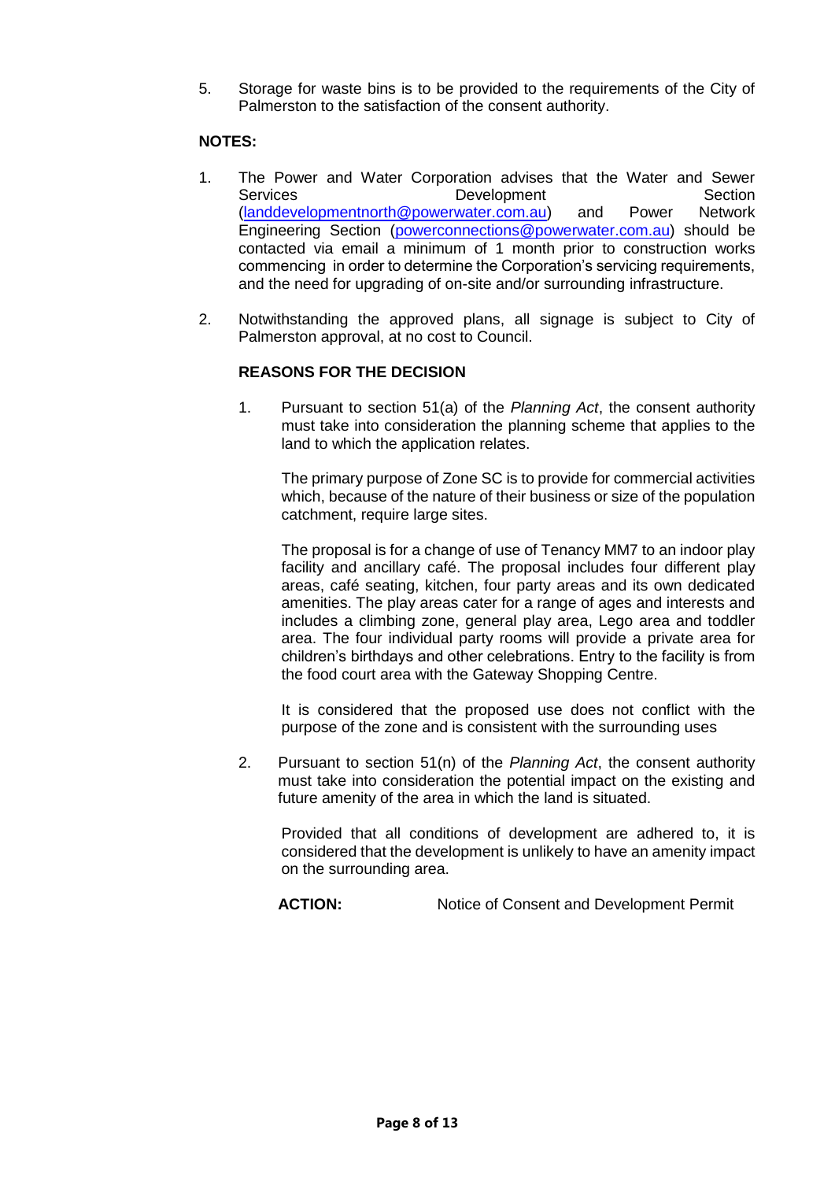5. Storage for waste bins is to be provided to the requirements of the City of Palmerston to the satisfaction of the consent authority.

**NOTES:**

1. The Power and Water Corporation advises that the Water and Sewer Services Development Section (landdevelopmentnorth@powerwater.com.au) and Power Network Engineering Section (powerconnections@powerwater.com.au) should be contacted via email a minimum of 1 month prior to construction works commencing in order to determine the Corporation's servicing requirements, and the need for upgrading of on-site and/or surrounding infrastructure.

2. Notwithstanding the approved plans, all signage is subject to City of Palmerston approval, at no cost to Council.

**REASONS FOR THE DECISION**

1. Pursuant to section 51(a) of the *Planning Act*, the consent authority must take into consideration the planning scheme that applies to the land to which the application relates.

   The primary purpose of Zone SC is to provide for commercial activities which, because of the nature of their business or size of the population catchment, require large sites.

   The proposal is for a change of use of Tenancy MM7 to an indoor play facility and ancillary café. The proposal includes four different play areas, café seating, kitchen, four party areas and its own dedicated amenities. The play areas cater for a range of ages and interests and includes a climbing zone, general play area, Lego area and toddler area. The four individual party rooms will provide a private area for children's birthdays and other celebrations. Entry to the facility is from the food court area with the Gateway Shopping Centre.

   It is considered that the proposed use does not conflict with the purpose of the zone and is consistent with the surrounding uses

2. Pursuant to section 51(n) of the *Planning Act*, the consent authority must take into consideration the potential impact on the existing and future amenity of the area in which the land is situated.

   Provided that all conditions of development are adhered to, it is considered that the development is unlikely to have an amenity impact on the surrounding area.

   **ACTION:** Notice of Consent and Development Permit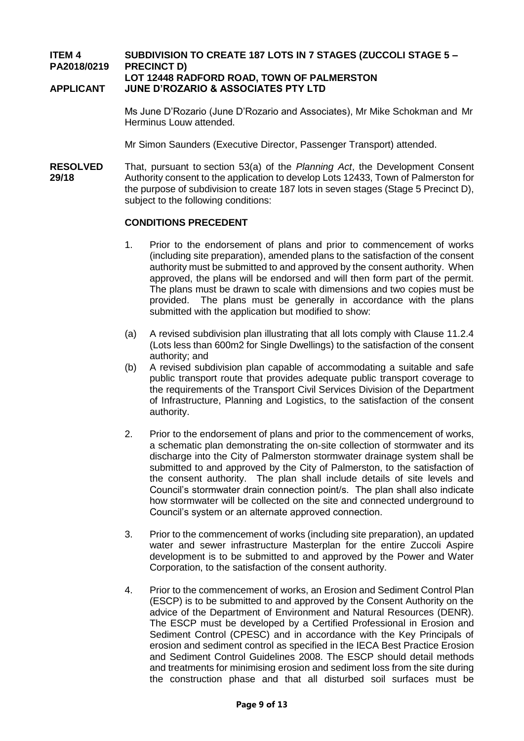**ITEM 4** **SUBDIVISION TO CREATE 187 LOTS IN 7 STAGES (ZUCCOLI STAGE 5 – PRECINCT D)**
**PA2018/0219** **LOT 12448 RADFORD ROAD, TOWN OF PALMERSTON**
**APPLICANT** **JUNE D'ROZARIO & ASSOCIATES PTY LTD**

Ms June D'Rozario (June D'Rozario and Associates), Mr Mike Schokman and Mr Herminus Louw attended.

Mr Simon Saunders (Executive Director, Passenger Transport) attended.

**RESOLVED 29/18**

That, pursuant to section 53(a) of the *Planning Act*, the Development Consent Authority consent to the application to develop Lots 12433, Town of Palmerston for the purpose of subdivision to create 187 lots in seven stages (Stage 5 Precinct D), subject to the following conditions:

**CONDITIONS PRECEDENT**

1. Prior to the endorsement of plans and prior to commencement of works (including site preparation), amended plans to the satisfaction of the consent authority must be submitted to and approved by the consent authority. When approved, the plans will be endorsed and will then form part of the permit. The plans must be drawn to scale with dimensions and two copies must be provided. The plans must be generally in accordance with the plans submitted with the application but modified to show:

   (a) A revised subdivision plan illustrating that all lots comply with Clause 11.2.4 (Lots less than 600m2 for Single Dwellings) to the satisfaction of the consent authority; and

   (b) A revised subdivision plan capable of accommodating a suitable and safe public transport route that provides adequate public transport coverage to the requirements of the Transport Civil Services Division of the Department of Infrastructure, Planning and Logistics, to the satisfaction of the consent authority.

2. Prior to the endorsement of plans and prior to the commencement of works, a schematic plan demonstrating the on-site collection of stormwater and its discharge into the City of Palmerston stormwater drainage system shall be submitted to and approved by the City of Palmerston, to the satisfaction of the consent authority. The plan shall include details of site levels and Council's stormwater drain connection point/s. The plan shall also indicate how stormwater will be collected on the site and connected underground to Council's system or an alternate approved connection.

3. Prior to the commencement of works (including site preparation), an updated water and sewer infrastructure Masterplan for the entire Zuccoli Aspire development is to be submitted to and approved by the Power and Water Corporation, to the satisfaction of the consent authority.

4. Prior to the commencement of works, an Erosion and Sediment Control Plan (ESCP) is to be submitted to and approved by the Consent Authority on the advice of the Department of Environment and Natural Resources (DENR). The ESCP must be developed by a Certified Professional in Erosion and Sediment Control (CPESC) and in accordance with the Key Principals of erosion and sediment control as specified in the IECA Best Practice Erosion and Sediment Control Guidelines 2008. The ESCP should detail methods and treatments for minimising erosion and sediment loss from the site during the construction phase and that all disturbed soil surfaces must be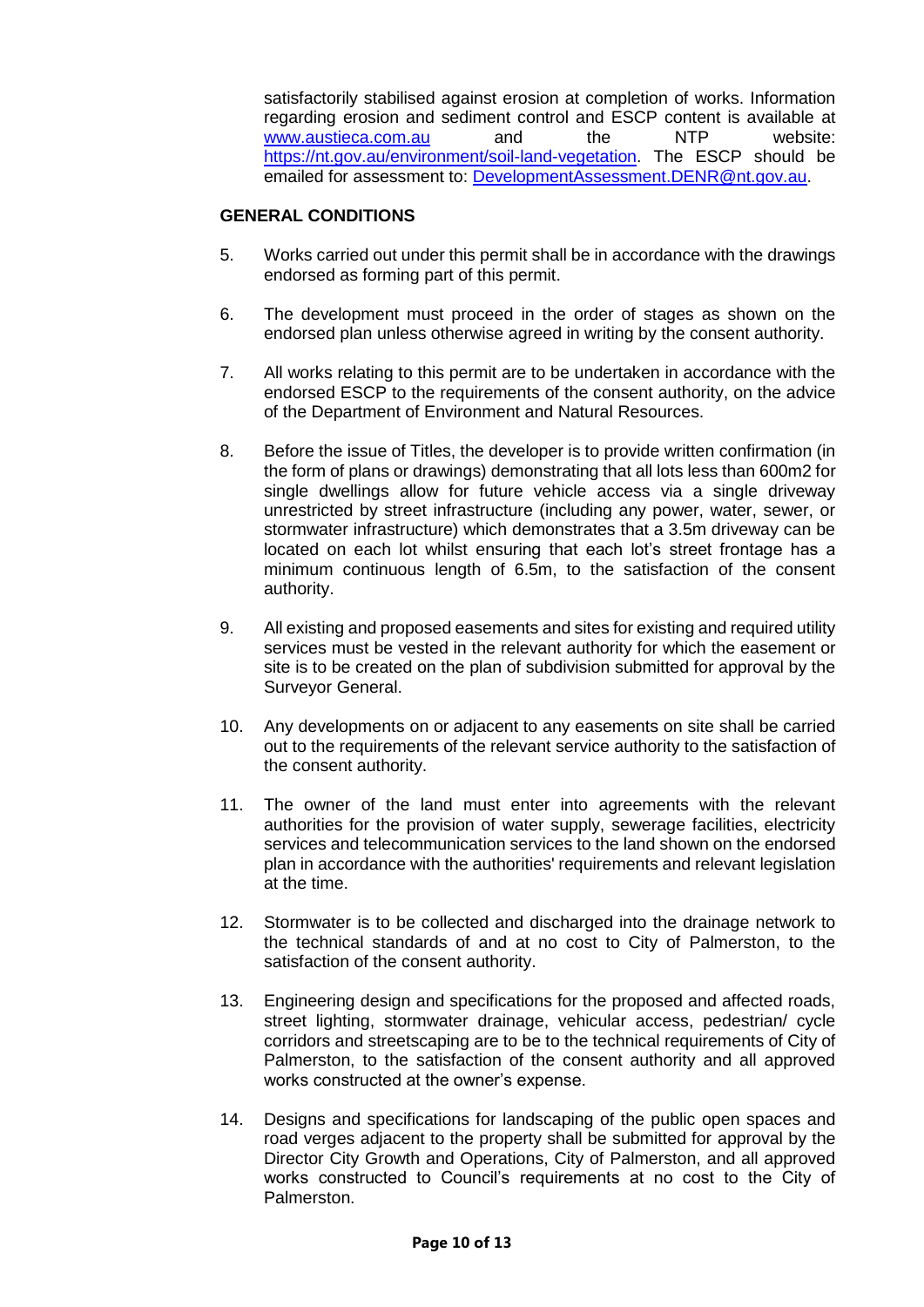satisfactorily stabilised against erosion at completion of works. Information regarding erosion and sediment control and ESCP content is available at www.austieca.com.au and the NTP website: https://nt.gov.au/environment/soil-land-vegetation. The ESCP should be emailed for assessment to: DevelopmentAssessment.DENR@nt.gov.au.

**GENERAL CONDITIONS**

5. Works carried out under this permit shall be in accordance with the drawings endorsed as forming part of this permit.

6. The development must proceed in the order of stages as shown on the endorsed plan unless otherwise agreed in writing by the consent authority.

7. All works relating to this permit are to be undertaken in accordance with the endorsed ESCP to the requirements of the consent authority, on the advice of the Department of Environment and Natural Resources.

8. Before the issue of Titles, the developer is to provide written confirmation (in the form of plans or drawings) demonstrating that all lots less than 600m2 for single dwellings allow for future vehicle access via a single driveway unrestricted by street infrastructure (including any power, water, sewer, or stormwater infrastructure) which demonstrates that a 3.5m driveway can be located on each lot whilst ensuring that each lot's street frontage has a minimum continuous length of 6.5m, to the satisfaction of the consent authority.

9. All existing and proposed easements and sites for existing and required utility services must be vested in the relevant authority for which the easement or site is to be created on the plan of subdivision submitted for approval by the Surveyor General.

10. Any developments on or adjacent to any easements on site shall be carried out to the requirements of the relevant service authority to the satisfaction of the consent authority.

11. The owner of the land must enter into agreements with the relevant authorities for the provision of water supply, sewerage facilities, electricity services and telecommunication services to the land shown on the endorsed plan in accordance with the authorities' requirements and relevant legislation at the time.

12. Stormwater is to be collected and discharged into the drainage network to the technical standards of and at no cost to City of Palmerston, to the satisfaction of the consent authority.

13. Engineering design and specifications for the proposed and affected roads, street lighting, stormwater drainage, vehicular access, pedestrian/ cycle corridors and streetscaping are to be to the technical requirements of City of Palmerston, to the satisfaction of the consent authority and all approved works constructed at the owner's expense.

14. Designs and specifications for landscaping of the public open spaces and road verges adjacent to the property shall be submitted for approval by the Director City Growth and Operations, City of Palmerston, and all approved works constructed to Council's requirements at no cost to the City of Palmerston.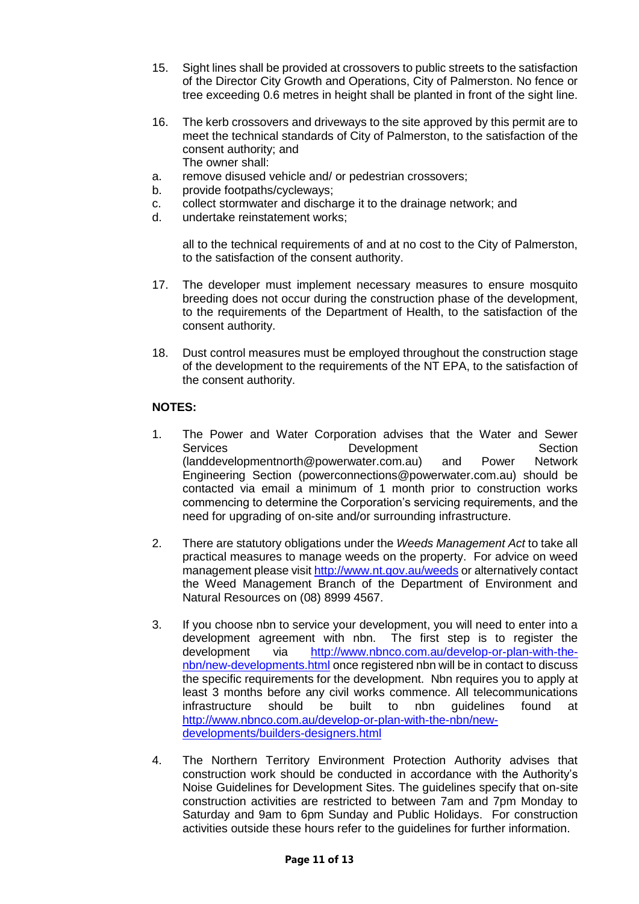15. Sight lines shall be provided at crossovers to public streets to the satisfaction of the Director City Growth and Operations, City of Palmerston. No fence or tree exceeding 0.6 metres in height shall be planted in front of the sight line.

16. The kerb crossovers and driveways to the site approved by this permit are to meet the technical standards of City of Palmerston, to the satisfaction of the consent authority; and
    The owner shall:

    a. remove disused vehicle and/ or pedestrian crossovers;
    b. provide footpaths/cycleways;
    c. collect stormwater and discharge it to the drainage network; and
    d. undertake reinstatement works;

    all to the technical requirements of and at no cost to the City of Palmerston, to the satisfaction of the consent authority.

17. The developer must implement necessary measures to ensure mosquito breeding does not occur during the construction phase of the development, to the requirements of the Department of Health, to the satisfaction of the consent authority.

18. Dust control measures must be employed throughout the construction stage of the development to the requirements of the NT EPA, to the satisfaction of the consent authority.

**NOTES:**

1. The Power and Water Corporation advises that the Water and Sewer Services Development Section (landdevelopmentnorth@powerwater.com.au) and Power Network Engineering Section (powerconnections@powerwater.com.au) should be contacted via email a minimum of 1 month prior to construction works commencing to determine the Corporation's servicing requirements, and the need for upgrading of on-site and/or surrounding infrastructure.

2. There are statutory obligations under the *Weeds Management Act* to take all practical measures to manage weeds on the property. For advice on weed management please visit http://www.nt.gov.au/weeds or alternatively contact the Weed Management Branch of the Department of Environment and Natural Resources on (08) 8999 4567.

3. If you choose nbn to service your development, you will need to enter into a development agreement with nbn. The first step is to register the development via http://www.nbnco.com.au/develop-or-plan-with-the-nbn/new-developments.html once registered nbn will be in contact to discuss the specific requirements for the development. Nbn requires you to apply at least 3 months before any civil works commence. All telecommunications infrastructure should be built to nbn guidelines found at http://www.nbnco.com.au/develop-or-plan-with-the-nbn/new-developments/builders-designers.html

4. The Northern Territory Environment Protection Authority advises that construction work should be conducted in accordance with the Authority's Noise Guidelines for Development Sites. The guidelines specify that on-site construction activities are restricted to between 7am and 7pm Monday to Saturday and 9am to 6pm Sunday and Public Holidays. For construction activities outside these hours refer to the guidelines for further information.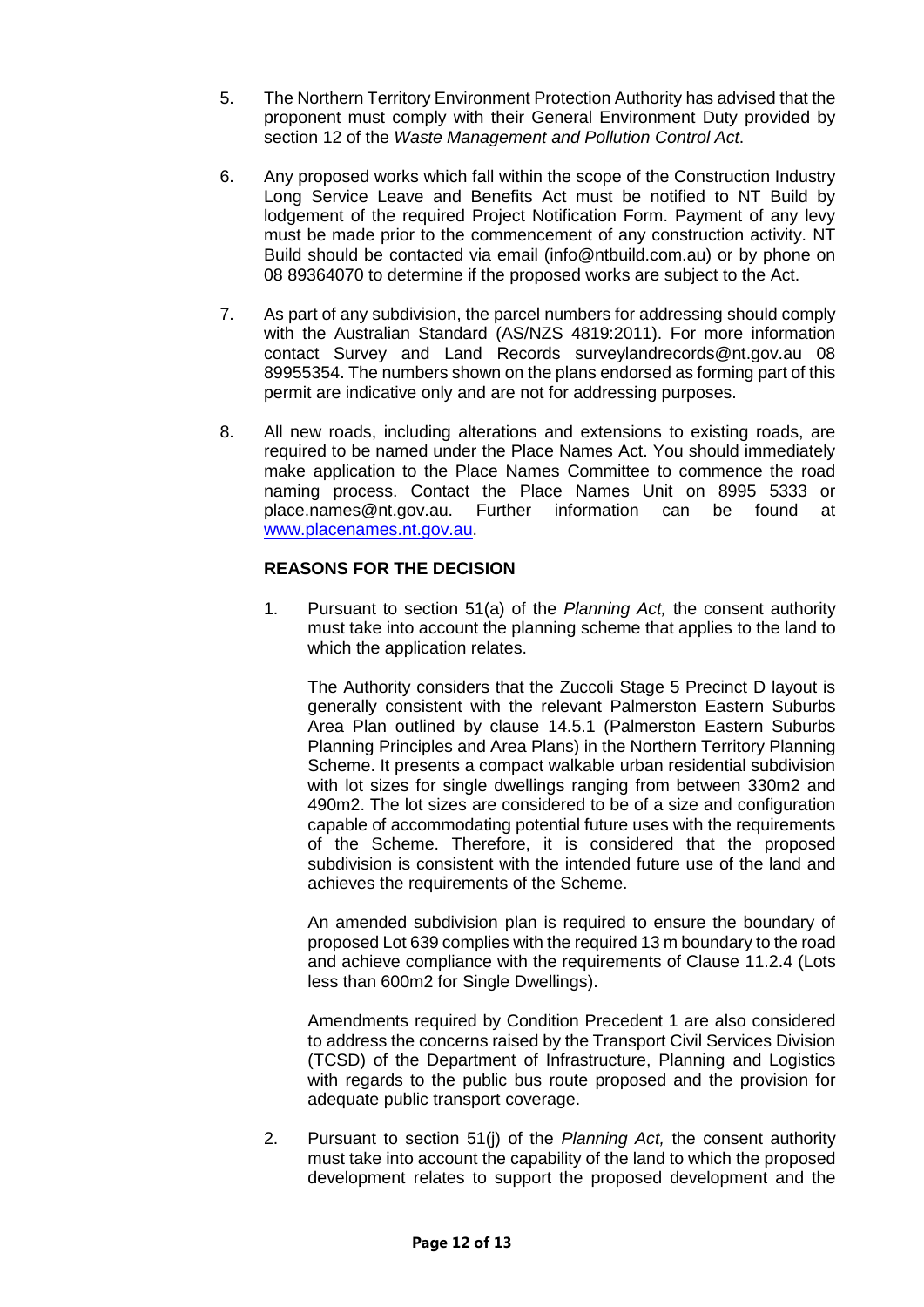5. The Northern Territory Environment Protection Authority has advised that the proponent must comply with their General Environment Duty provided by section 12 of the *Waste Management and Pollution Control Act*.

6. Any proposed works which fall within the scope of the Construction Industry Long Service Leave and Benefits Act must be notified to NT Build by lodgement of the required Project Notification Form. Payment of any levy must be made prior to the commencement of any construction activity. NT Build should be contacted via email (info@ntbuild.com.au) or by phone on 08 89364070 to determine if the proposed works are subject to the Act.

7. As part of any subdivision, the parcel numbers for addressing should comply with the Australian Standard (AS/NZS 4819:2011). For more information contact Survey and Land Records surveylandrecords@nt.gov.au 08 89955354. The numbers shown on the plans endorsed as forming part of this permit are indicative only and are not for addressing purposes.

8. All new roads, including alterations and extensions to existing roads, are required to be named under the Place Names Act. You should immediately make application to the Place Names Committee to commence the road naming process. Contact the Place Names Unit on 8995 5333 or place.names@nt.gov.au. Further information can be found at [www.placenames.nt.gov.au](www.placenames.nt.gov.au).

**REASONS FOR THE DECISION**

1. Pursuant to section 51(a) of the *Planning Act,* the consent authority must take into account the planning scheme that applies to the land to which the application relates.

   The Authority considers that the Zuccoli Stage 5 Precinct D layout is generally consistent with the relevant Palmerston Eastern Suburbs Area Plan outlined by clause 14.5.1 (Palmerston Eastern Suburbs Planning Principles and Area Plans) in the Northern Territory Planning Scheme. It presents a compact walkable urban residential subdivision with lot sizes for single dwellings ranging from between 330m2 and 490m2. The lot sizes are considered to be of a size and configuration capable of accommodating potential future uses with the requirements of the Scheme. Therefore, it is considered that the proposed subdivision is consistent with the intended future use of the land and achieves the requirements of the Scheme.

   An amended subdivision plan is required to ensure the boundary of proposed Lot 639 complies with the required 13 m boundary to the road and achieve compliance with the requirements of Clause 11.2.4 (Lots less than 600m2 for Single Dwellings).

   Amendments required by Condition Precedent 1 are also considered to address the concerns raised by the Transport Civil Services Division (TCSD) of the Department of Infrastructure, Planning and Logistics with regards to the public bus route proposed and the provision for adequate public transport coverage.

2. Pursuant to section 51(j) of the *Planning Act,* the consent authority must take into account the capability of the land to which the proposed development relates to support the proposed development and the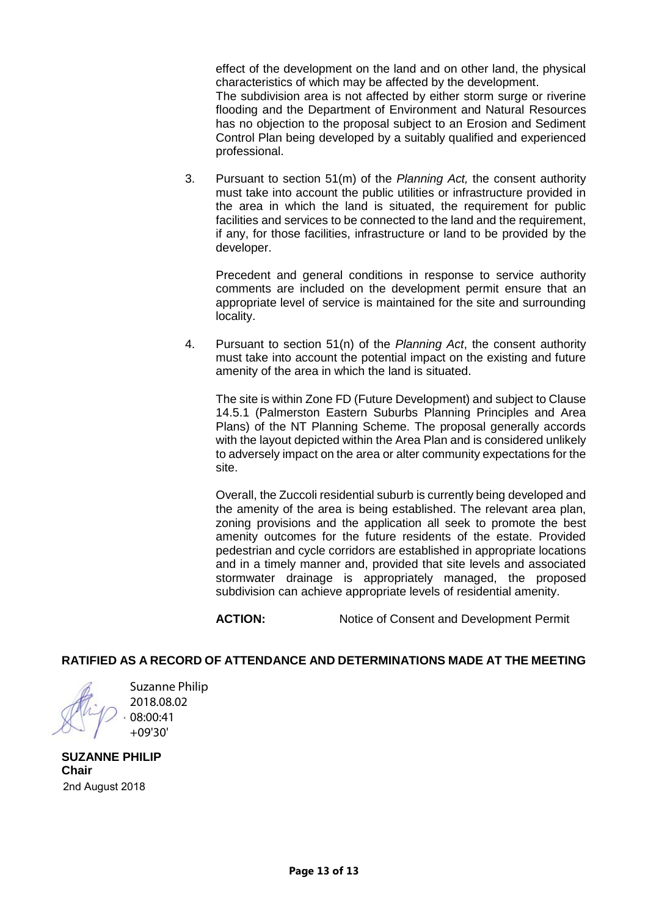effect of the development on the land and on other land, the physical characteristics of which may be affected by the development.

The subdivision area is not affected by either storm surge or riverine flooding and the Department of Environment and Natural Resources has no objection to the proposal subject to an Erosion and Sediment Control Plan being developed by a suitably qualified and experienced professional.

3. Pursuant to section 51(m) of the *Planning Act,* the consent authority must take into account the public utilities or infrastructure provided in the area in which the land is situated, the requirement for public facilities and services to be connected to the land and the requirement, if any, for those facilities, infrastructure or land to be provided by the developer.

   Precedent and general conditions in response to service authority comments are included on the development permit ensure that an appropriate level of service is maintained for the site and surrounding locality.

4. Pursuant to section 51(n) of the *Planning Act*, the consent authority must take into account the potential impact on the existing and future amenity of the area in which the land is situated.

   The site is within Zone FD (Future Development) and subject to Clause 14.5.1 (Palmerston Eastern Suburbs Planning Principles and Area Plans) of the NT Planning Scheme. The proposal generally accords with the layout depicted within the Area Plan and is considered unlikely to adversely impact on the area or alter community expectations for the site.

   Overall, the Zuccoli residential suburb is currently being developed and the amenity of the area is being established. The relevant area plan, zoning provisions and the application all seek to promote the best amenity outcomes for the future residents of the estate. Provided pedestrian and cycle corridors are established in appropriate locations and in a timely manner and, provided that site levels and associated stormwater drainage is appropriately managed, the proposed subdivision can achieve appropriate levels of residential amenity.

   **ACTION:** Notice of Consent and Development Permit

**RATIFIED AS A RECORD OF ATTENDANCE AND DETERMINATIONS MADE AT THE MEETING**

Suzanne Philip
2018.08.02
08:00:41
+09'30'

**SUZANNE PHILIP**
**Chair**
2nd August 2018